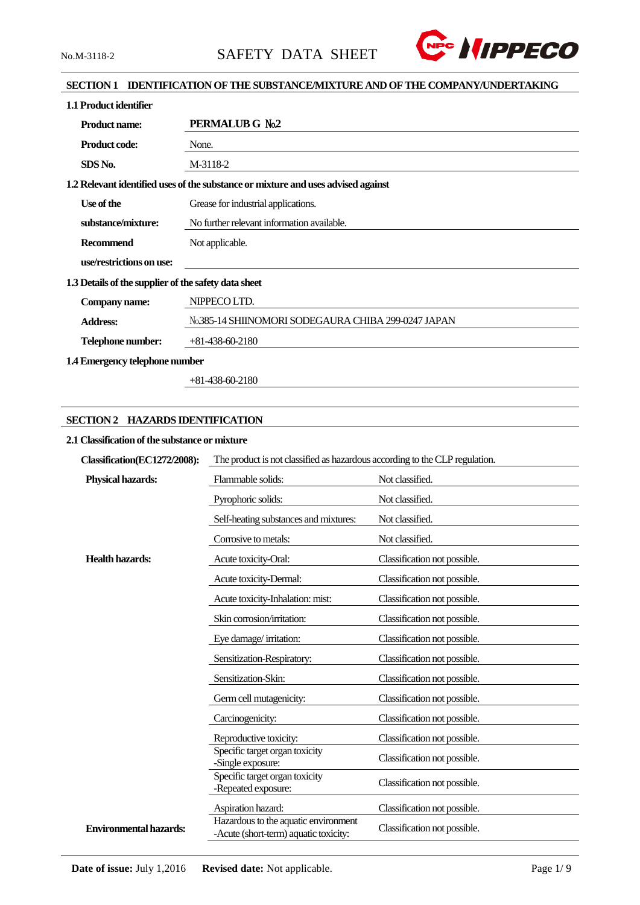No.M-3118-2

# SAFETY DATA SHEET

## SECTION 1 IDENTIFICATION OF THE SUBSTANCE/MIXTURE AND OF THE COMPANY/UNDERTAKING

### 1.1 Product identifier

| | |
|---|---|
| **Product name:** | **PERMALUB G №2** |
| **Product code:** | None. |
| **SDS No.** | M-3118-2 |

### 1.2 Relevant identified uses of the substance or mixture and uses advised against

| | |
|---|---|
| **Use of the substance/mixture:** | Grease for industrial applications. No further relevant information available. |
| **Recommend use/restrictions on use:** | Not applicable. |

### 1.3 Details of the supplier of the safety data sheet

| | |
|---|---|
| **Company name:** | NIPPECO LTD. |
| **Address:** | №385-14 SHIINOMORI SODEGAURA CHIBA 299-0247 JAPAN |
| **Telephone number:** | +81-438-60-2180 |

### 1.4 Emergency telephone number

+81-438-60-2180

## SECTION 2 HAZARDS IDENTIFICATION

### 2.1 Classification of the substance or mixture

| | | |
|---|---|---|
| **Classification(EC1272/2008):** | The product is not classified as hazardous according to the CLP regulation. | |
| **Physical hazards:** | Flammable solids: | Not classified. |
| | Pyrophoric solids: | Not classified. |
| | Self-heating substances and mixtures: | Not classified. |
| | Corrosive to metals: | Not classified. |
| **Health hazards:** | Acute toxicity-Oral: | Classification not possible. |
| | Acute toxicity-Dermal: | Classification not possible. |
| | Acute toxicity-Inhalation: mist: | Classification not possible. |
| | Skin corrosion/irritation: | Classification not possible. |
| | Eye damage/ irritation: | Classification not possible. |
| | Sensitization-Respiratory: | Classification not possible. |
| | Sensitization-Skin: | Classification not possible. |
| | Germ cell mutagenicity: | Classification not possible. |
| | Carcinogenicity: | Classification not possible. |
| | Reproductive toxicity: | Classification not possible. |
| | Specific target organ toxicity -Single exposure: | Classification not possible. |
| | Specific target organ toxicity -Repeated exposure: | Classification not possible. |
| | Aspiration hazard: | Classification not possible. |
| **Environmental hazards:** | Hazardous to the aquatic environment -Acute (short-term) aquatic toxicity: | Classification not possible. |

**Date of issue:** July 1,2016 **Revised date:** Not applicable.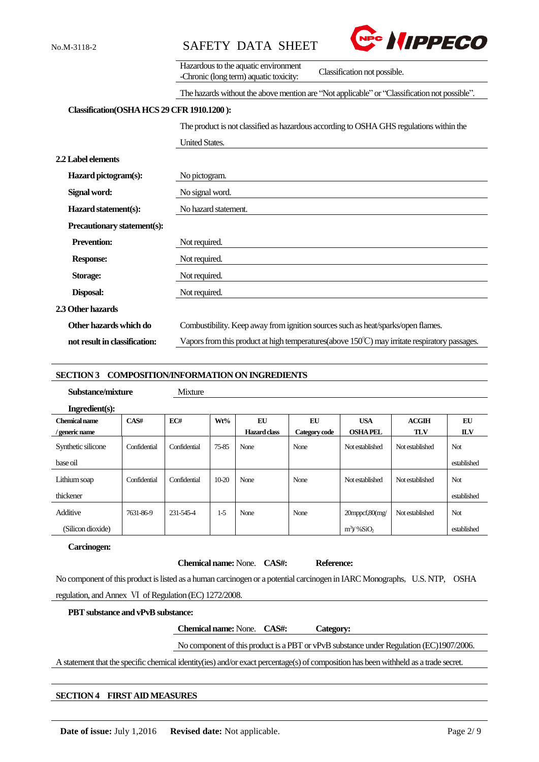| | |
|---|---|
| Hazardous to the aquatic environment -Chronic (long term) aquatic toxicity: | Classification not possible. |

The hazards without the above mention are "Not applicable" or "Classification not possible".

**Classification(OSHA HCS 29 CFR 1910.1200 ):**

The product is not classified as hazardous according to OSHA GHS regulations within the United States.

**2.2 Label elements**

**Hazard pictogram(s):** No pictogram.

**Signal word:** No signal word.

**Hazard statement(s):** No hazard statement.

**Precautionary statement(s):**

**Prevention:** Not required.

**Response:** Not required.

**Storage:** Not required.

**Disposal:** Not required.

**2.3 Other hazards**

**Other hazards which do not result in classification:** Combustibility. Keep away from ignition sources such as heat/sparks/open flames. Vapors from this product at high temperatures(above 150℃) may irritate respiratory passages.

## SECTION 3 COMPOSITION/INFORMATION ON INGREDIENTS

**Substance/mixture** Mixture

**Ingredient(s):**

| Chemical name / generic name | CAS# | EC# | Wt% | EU Hazard class | EU Category code | USA OSHA PEL | ACGIH TLV | EU ILV |
|---|---|---|---|---|---|---|---|---|
| Synthetic silicone base oil | Confidential | Confidential | 75-85 | None | None | Not established | Not established | Not established |
| Lithium soap thickener | Confidential | Confidential | 10-20 | None | None | Not established | Not established | Not established |
| Additive (Silicon dioxide) | 7631-86-9 | 231-545-4 | 1-5 | None | None | 20mppcf,80(mg/ $m^3$)/ %$SiO_2$ | Not established | Not established |

**Carcinogen:**

**Chemical name:** None. **CAS#:** **Reference:**

No component of this product is listed as a human carcinogen or a potential carcinogen in IARC Monographs, U.S. NTP, OSHA regulation, and Annex Ⅵ of Regulation (EC) 1272/2008.

**PBT substance and vPvB substance:**

**Chemical name:** None. **CAS#:** **Category:**

No component of this product is a PBT or vPvB substance under Regulation (EC)1907/2006.

A statement that the specific chemical identity(ies) and/or exact percentage(s) of composition has been withheld as a trade secret.

## SECTION 4 FIRST AID MEASURES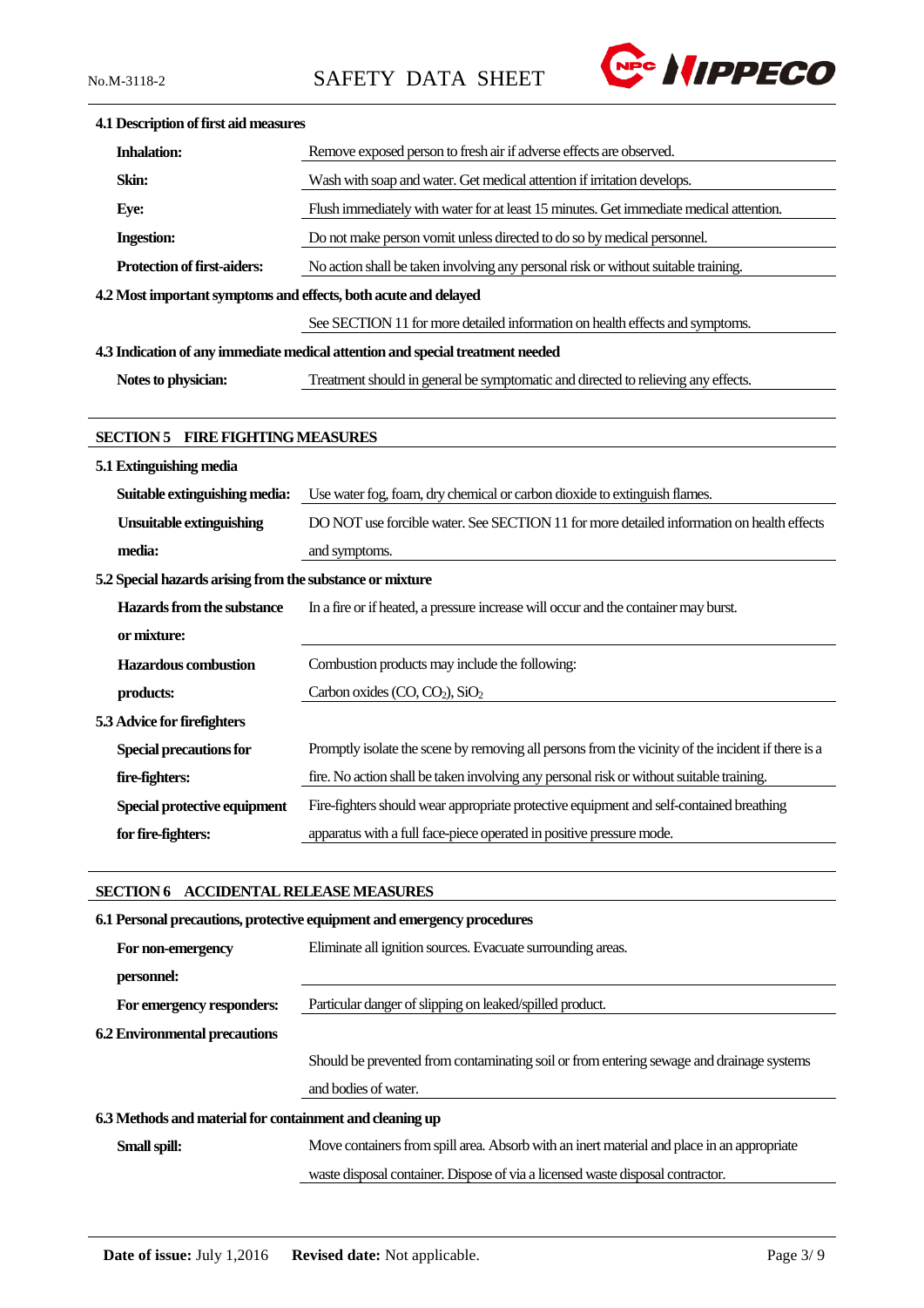**4.1 Description of first aid measures**

| | |
|---|---|
| **Inhalation:** | Remove exposed person to fresh air if adverse effects are observed. |
| **Skin:** | Wash with soap and water. Get medical attention if irritation develops. |
| **Eye:** | Flush immediately with water for at least 15 minutes. Get immediate medical attention. |
| **Ingestion:** | Do not make person vomit unless directed to do so by medical personnel. |
| **Protection of first-aiders:** | No action shall be taken involving any personal risk or without suitable training. |

**4.2 Most important symptoms and effects, both acute and delayed**

See SECTION 11 for more detailed information on health effects and symptoms.

**4.3 Indication of any immediate medical attention and special treatment needed**

| | |
|---|---|
| **Notes to physician:** | Treatment should in general be symptomatic and directed to relieving any effects. |

## SECTION 5 FIRE FIGHTING MEASURES

**5.1 Extinguishing media**

| | |
|---|---|
| **Suitable extinguishing media:** | Use water fog, foam, dry chemical or carbon dioxide to extinguish flames. |
| **Unsuitable extinguishing media:** | DO NOT use forcible water. See SECTION 11 for more detailed information on health effects and symptoms. |

**5.2 Special hazards arising from the substance or mixture**

| | |
|---|---|
| **Hazards from the substance or mixture:** | In a fire or if heated, a pressure increase will occur and the container may burst. |
| **Hazardous combustion products:** | Combustion products may include the following: Carbon oxides ($CO$, $CO_2$), $SiO_2$ |

**5.3 Advice for firefighters**

| | |
|---|---|
| **Special precautions for fire-fighters:** | Promptly isolate the scene by removing all persons from the vicinity of the incident if there is a fire. No action shall be taken involving any personal risk or without suitable training. |
| **Special protective equipment for fire-fighters:** | Fire-fighters should wear appropriate protective equipment and self-contained breathing apparatus with a full face-piece operated in positive pressure mode. |

## SECTION 6 ACCIDENTAL RELEASE MEASURES

**6.1 Personal precautions, protective equipment and emergency procedures**

| | |
|---|---|
| **For non-emergency personnel:** | Eliminate all ignition sources. Evacuate surrounding areas. |
| **For emergency responders:** | Particular danger of slipping on leaked/spilled product. |

**6.2 Environmental precautions**

Should be prevented from contaminating soil or from entering sewage and drainage systems and bodies of water.

**6.3 Methods and material for containment and cleaning up**

| | |
|---|---|
| **Small spill:** | Move containers from spill area. Absorb with an inert material and place in an appropriate waste disposal container. Dispose of via a licensed waste disposal contractor. |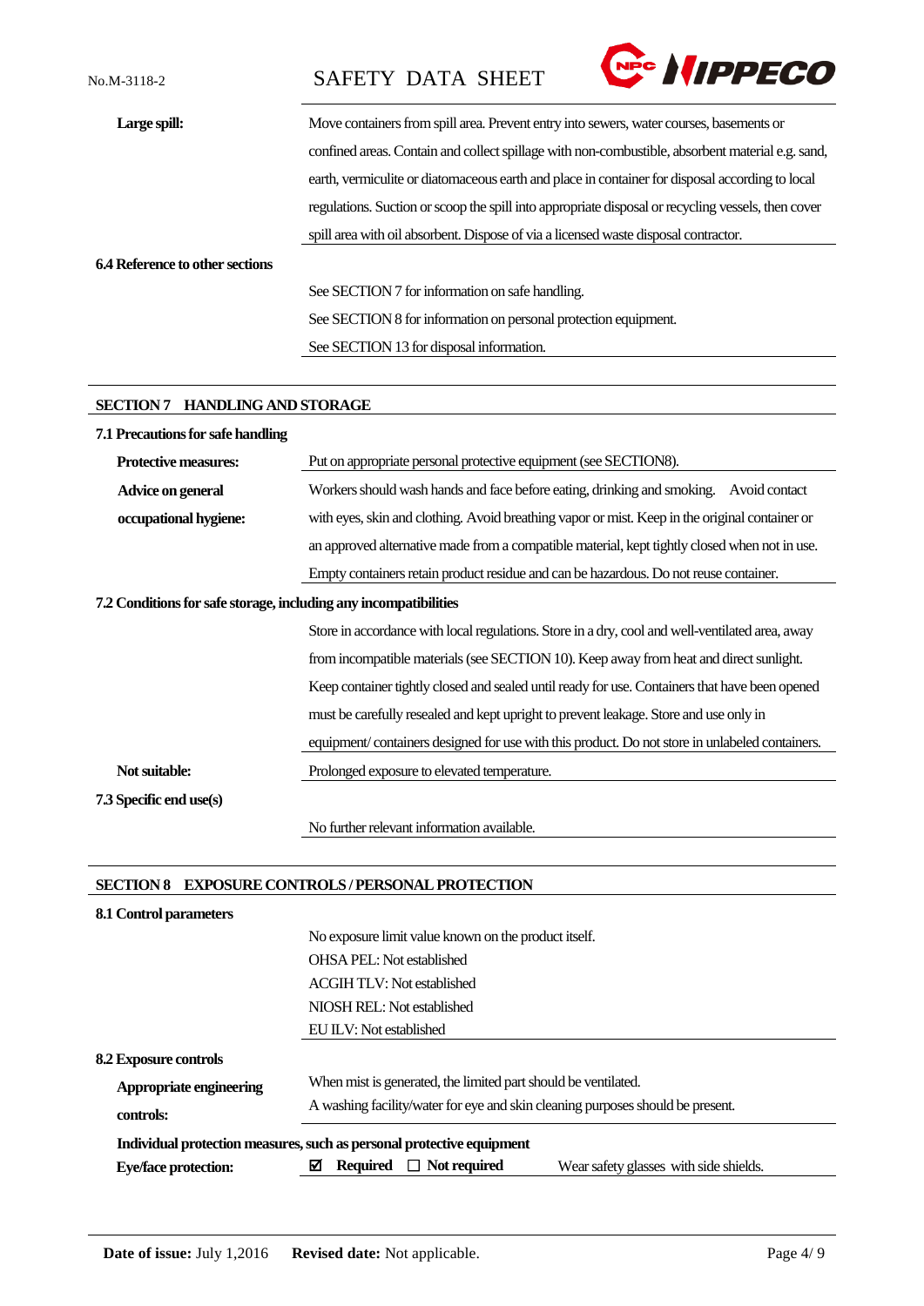**Large spill:** Move containers from spill area. Prevent entry into sewers, water courses, basements or confined areas. Contain and collect spillage with non-combustible, absorbent material e.g. sand, earth, vermiculite or diatomaceous earth and place in container for disposal according to local regulations. Suction or scoop the spill into appropriate disposal or recycling vessels, then cover spill area with oil absorbent. Dispose of via a licensed waste disposal contractor.

**6.4 Reference to other sections**

See SECTION 7 for information on safe handling.
See SECTION 8 for information on personal protection equipment.
See SECTION 13 for disposal information.

## SECTION 7 HANDLING AND STORAGE

### 7.1 Precautions for safe handling

**Protective measures:** Put on appropriate personal protective equipment (see SECTION8).

**Advice on general occupational hygiene:** Workers should wash hands and face before eating, drinking and smoking. Avoid contact with eyes, skin and clothing. Avoid breathing vapor or mist. Keep in the original container or an approved alternative made from a compatible material, kept tightly closed when not in use. Empty containers retain product residue and can be hazardous. Do not reuse container.

### 7.2 Conditions for safe storage, including any incompatibilities

Store in accordance with local regulations. Store in a dry, cool and well-ventilated area, away from incompatible materials (see SECTION 10). Keep away from heat and direct sunlight. Keep container tightly closed and sealed until ready for use. Containers that have been opened must be carefully resealed and kept upright to prevent leakage. Store and use only in equipment/ containers designed for use with this product. Do not store in unlabeled containers.

**Not suitable:** Prolonged exposure to elevated temperature.

### 7.3 Specific end use(s)

No further relevant information available.

## SECTION 8 EXPOSURE CONTROLS / PERSONAL PROTECTION

### 8.1 Control parameters

No exposure limit value known on the product itself.
OHSA PEL: Not established
ACGIH TLV: Not established
NIOSH REL: Not established
EU ILV: Not established

### 8.2 Exposure controls

**Appropriate engineering controls:** When mist is generated, the limited part should be ventilated.
A washing facility/water for eye and skin cleaning purposes should be present.

**Individual protection measures, such as personal protective equipment**

**Eye/face protection:** ☑ **Required** ☐ **Not required** Wear safety glasses with side shields.

**Date of issue:** July 1,2016 **Revised date:** Not applicable.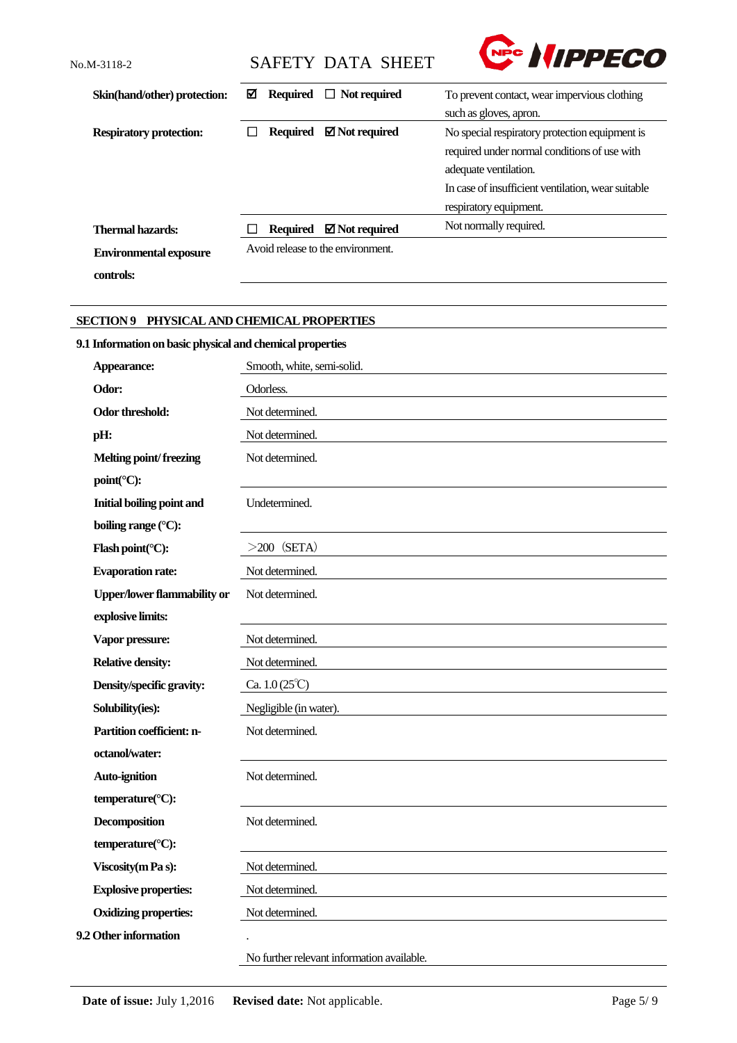| | | |
|---|---|---|
| **Skin(hand/other) protection:** | ☑ **Required** ☐ **Not required** | To prevent contact, wear impervious clothing such as gloves, apron. |
| **Respiratory protection:** | ☐ **Required** ☑ **Not required** | No special respiratory protection equipment is required under normal conditions of use with adequate ventilation. In case of insufficient ventilation, wear suitable respiratory equipment. |
| **Thermal hazards:** | ☐ **Required** ☑ **Not required** | Not normally required. |
| **Environmental exposure controls:** | Avoid release to the environment. | |

## SECTION 9 PHYSICAL AND CHEMICAL PROPERTIES

### 9.1 Information on basic physical and chemical properties

| | |
|---|---|
| **Appearance:** | Smooth, white, semi-solid. |
| **Odor:** | Odorless. |
| **Odor threshold:** | Not determined. |
| **pH:** | Not determined. |
| **Melting point/ freezing point(°C):** | Not determined. |
| **Initial boiling point and boiling range (°C):** | Undetermined. |
| **Flash point(°C):** | ＞200 （SETA） |
| **Evaporation rate:** | Not determined. |
| **Upper/lower flammability or explosive limits:** | Not determined. |
| **Vapor pressure:** | Not determined. |
| **Relative density:** | Not determined. |
| **Density/specific gravity:** | Ca. 1.0 (25℃) |
| **Solubility(ies):** | Negligible (in water). |
| **Partition coefficient: n-octanol/water:** | Not determined. |
| **Auto-ignition temperature(°C):** | Not determined. |
| **Decomposition temperature(°C):** | Not determined. |
| **Viscosity(m Pa s):** | Not determined. |
| **Explosive properties:** | Not determined. |
| **Oxidizing properties:** | Not determined. |

### 9.2 Other information

.

No further relevant information available.

**Date of issue:** July 1,2016 **Revised date:** Not applicable.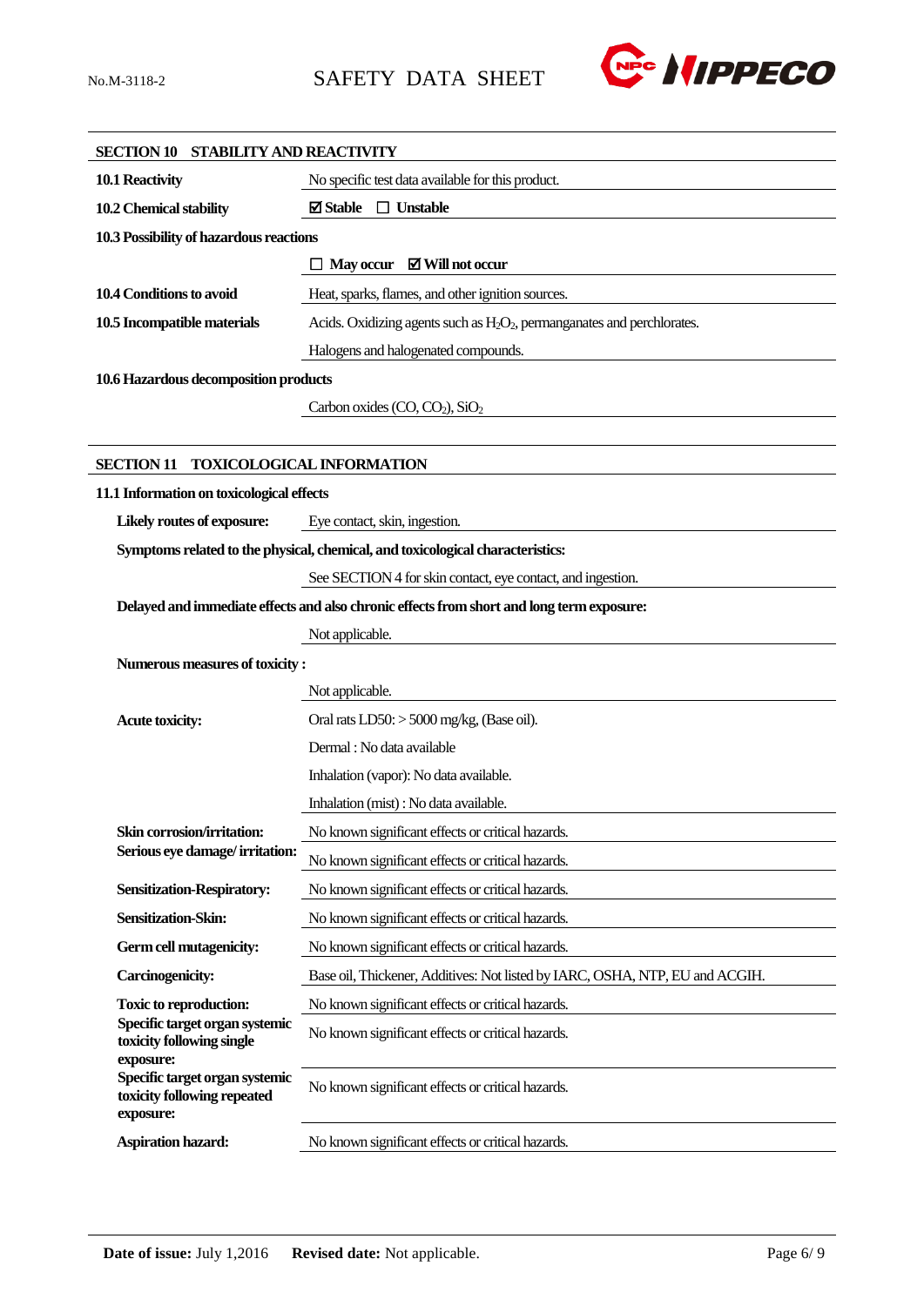## SECTION 10 STABILITY AND REACTIVITY

| | |
|---|---|
| **10.1 Reactivity** | No specific test data available for this product. |
| **10.2 Chemical stability** | ☑ **Stable** ☐ **Unstable** |
| **10.3 Possibility of hazardous reactions** | |
| | ☐ **May occur** ☑ **Will not occur** |
| **10.4 Conditions to avoid** | Heat, sparks, flames, and other ignition sources. |
| **10.5 Incompatible materials** | Acids. Oxidizing agents such as $H_2O_2$, permanganates and perchlorates. |
| | Halogens and halogenated compounds. |
| **10.6 Hazardous decomposition products** | |
| | Carbon oxides ($CO$, $CO_2$), $SiO_2$ |

## SECTION 11 TOXICOLOGICAL INFORMATION

**11.1 Information on toxicological effects**

| | |
|---|---|
| **Likely routes of exposure:** | Eye contact, skin, ingestion. |
| **Symptoms related to the physical, chemical, and toxicological characteristics:** | |
| | See SECTION 4 for skin contact, eye contact, and ingestion. |
| **Delayed and immediate effects and also chronic effects from short and long term exposure:** | |
| | Not applicable. |
| **Numerous measures of toxicity :** | |
| | Not applicable. |
| **Acute toxicity:** | Oral rats LD50: > 5000 mg/kg, (Base oil). |
| | Dermal : No data available |
| | Inhalation (vapor): No data available. |
| | Inhalation (mist) : No data available. |
| **Skin corrosion/irritation:** | No known significant effects or critical hazards. |
| **Serious eye damage/ irritation:** | No known significant effects or critical hazards. |
| **Sensitization-Respiratory:** | No known significant effects or critical hazards. |
| **Sensitization-Skin:** | No known significant effects or critical hazards. |
| **Germ cell mutagenicity:** | No known significant effects or critical hazards. |
| **Carcinogenicity:** | Base oil, Thickener, Additives: Not listed by IARC, OSHA, NTP, EU and ACGIH. |
| **Toxic to reproduction:** | No known significant effects or critical hazards. |
| **Specific target organ systemic toxicity following single exposure:** | No known significant effects or critical hazards. |
| **Specific target organ systemic toxicity following repeated exposure:** | No known significant effects or critical hazards. |
| **Aspiration hazard:** | No known significant effects or critical hazards. |

**Date of issue:** July 1,2016 **Revised date:** Not applicable.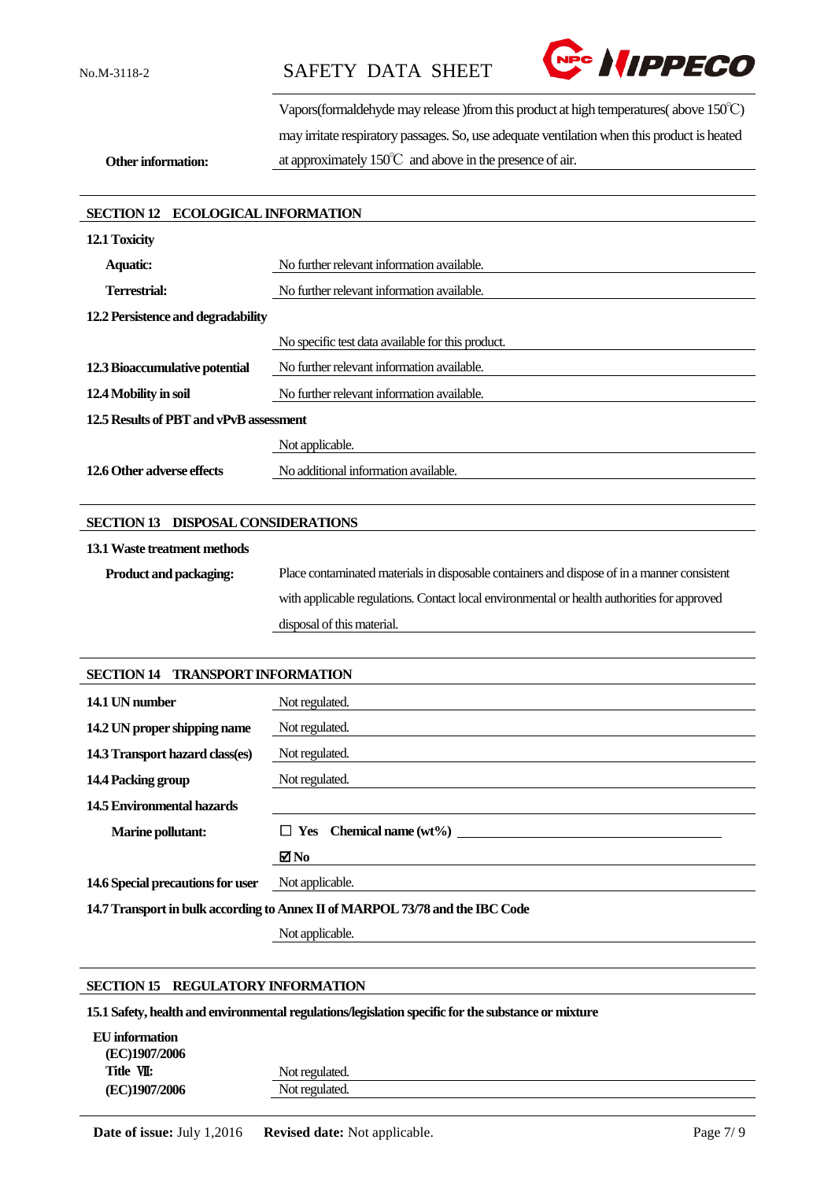| | |
|---|---|
| **Other information:** | Vapors(formaldehyde may release )from this product at high temperatures( above 150℃) may irritate respiratory passages. So, use adequate ventilation when this product is heated at approximately 150℃ and above in the presence of air. |

## SECTION 12 ECOLOGICAL INFORMATION

**12.1 Toxicity**

| | |
|---|---|
| **Aquatic:** | No further relevant information available. |
| **Terrestrial:** | No further relevant information available. |

**12.2 Persistence and degradability**

| | |
|---|---|
| | No specific test data available for this product. |
| **12.3 Bioaccumulative potential** | No further relevant information available. |
| **12.4 Mobility in soil** | No further relevant information available. |

**12.5 Results of PBT and vPvB assessment**

| | |
|---|---|
| | Not applicable. |
| **12.6 Other adverse effects** | No additional information available. |

## SECTION 13 DISPOSAL CONSIDERATIONS

**13.1 Waste treatment methods**

| | |
|---|---|
| **Product and packaging:** | Place contaminated materials in disposable containers and dispose of in a manner consistent with applicable regulations. Contact local environmental or health authorities for approved disposal of this material. |

## SECTION 14 TRANSPORT INFORMATION

| | |
|---|---|
| **14.1 UN number** | Not regulated. |
| **14.2 UN proper shipping name** | Not regulated. |
| **14.3 Transport hazard class(es)** | Not regulated. |
| **14.4 Packing group** | Not regulated. |
| **14.5 Environmental hazards** | |
| **Marine pollutant:** | ☐ **Yes** **Chemical name (wt%)** ________ |
| | ☑ **No** |
| **14.6 Special precautions for user** | Not applicable. |

**14.7 Transport in bulk according to Annex II of MARPOL 73/78 and the IBC Code**

Not applicable.

## SECTION 15 REGULATORY INFORMATION

**15.1 Safety, health and environmental regulations/legislation specific for the substance or mixture**

**EU information**

| | |
|---|---|
| **(EC)1907/2006 Title Ⅶ:** | Not regulated. |
| **(EC)1907/2006** | Not regulated. |

**Date of issue:** July 1,2016 **Revised date:** Not applicable.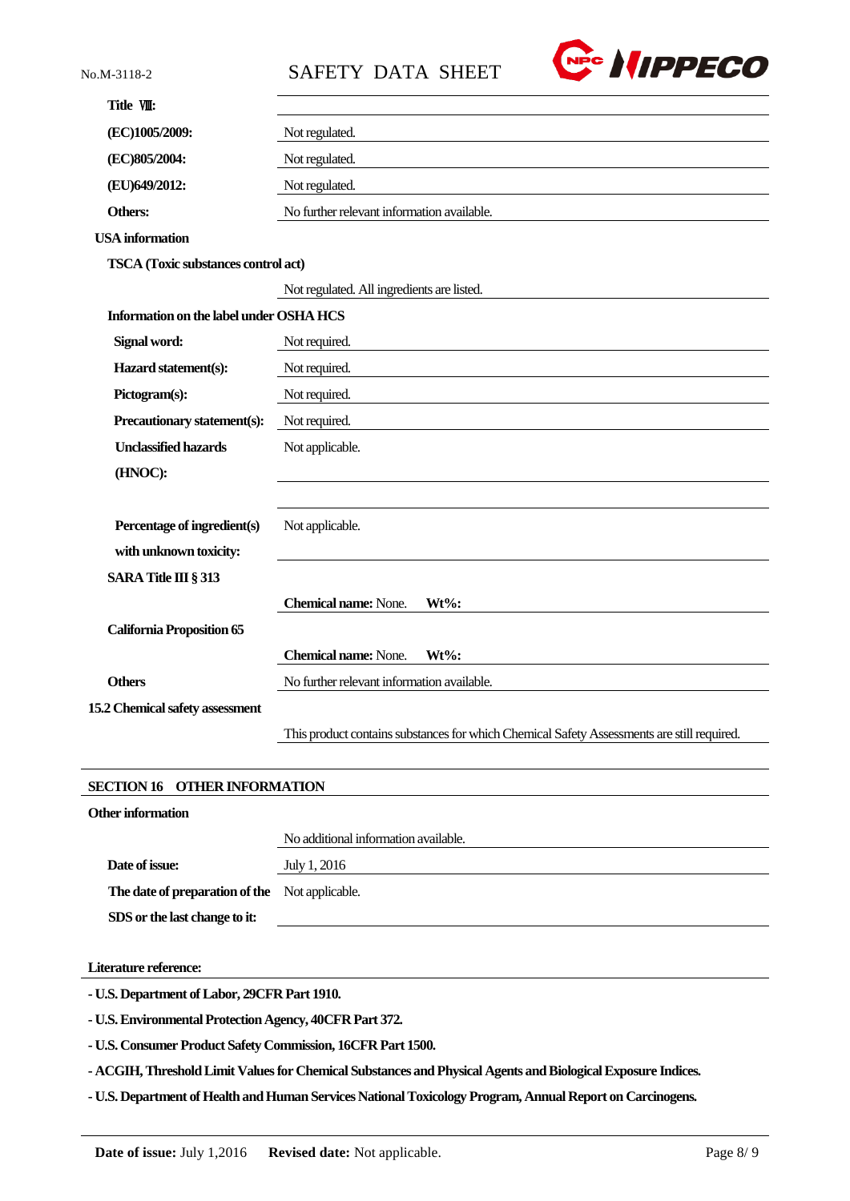**Title Ⅷ:**

| | |
|---|---|
| **(EC)1005/2009:** | Not regulated. |
| **(EC)805/2004:** | Not regulated. |
| **(EU)649/2012:** | Not regulated. |
| **Others:** | No further relevant information available. |

**USA information**

**TSCA (Toxic substances control act)**

Not regulated. All ingredients are listed.

**Information on the label under OSHA HCS**

| | |
|---|---|
| **Signal word:** | Not required. |
| **Hazard statement(s):** | Not required. |
| **Pictogram(s):** | Not required. |
| **Precautionary statement(s):** | Not required. |
| **Unclassified hazards (HNOC):** | Not applicable. |
| **Percentage of ingredient(s) with unknown toxicity:** | Not applicable. |

**SARA Title III § 313**

**Chemical name:** None. **Wt%:**

**California Proposition 65**

**Chemical name:** None. **Wt%:**

| | |
|---|---|
| **Others** | No further relevant information available. |

**15.2 Chemical safety assessment**

This product contains substances for which Chemical Safety Assessments are still required.

## SECTION 16 OTHER INFORMATION

**Other information**

No additional information available.

| | |
|---|---|
| **Date of issue:** | July 1, 2016 |
| **The date of preparation of the SDS or the last change to it:** | Not applicable. |

**Literature reference:**

**- U.S. Department of Labor, 29CFR Part 1910.**

**- U.S. Environmental Protection Agency, 40CFR Part 372.**

**- U.S. Consumer Product Safety Commission, 16CFR Part 1500.**

**- ACGIH, Threshold Limit Values for Chemical Substances and Physical Agents and Biological Exposure Indices.**

**- U.S. Department of Health and Human Services National Toxicology Program, Annual Report on Carcinogens.**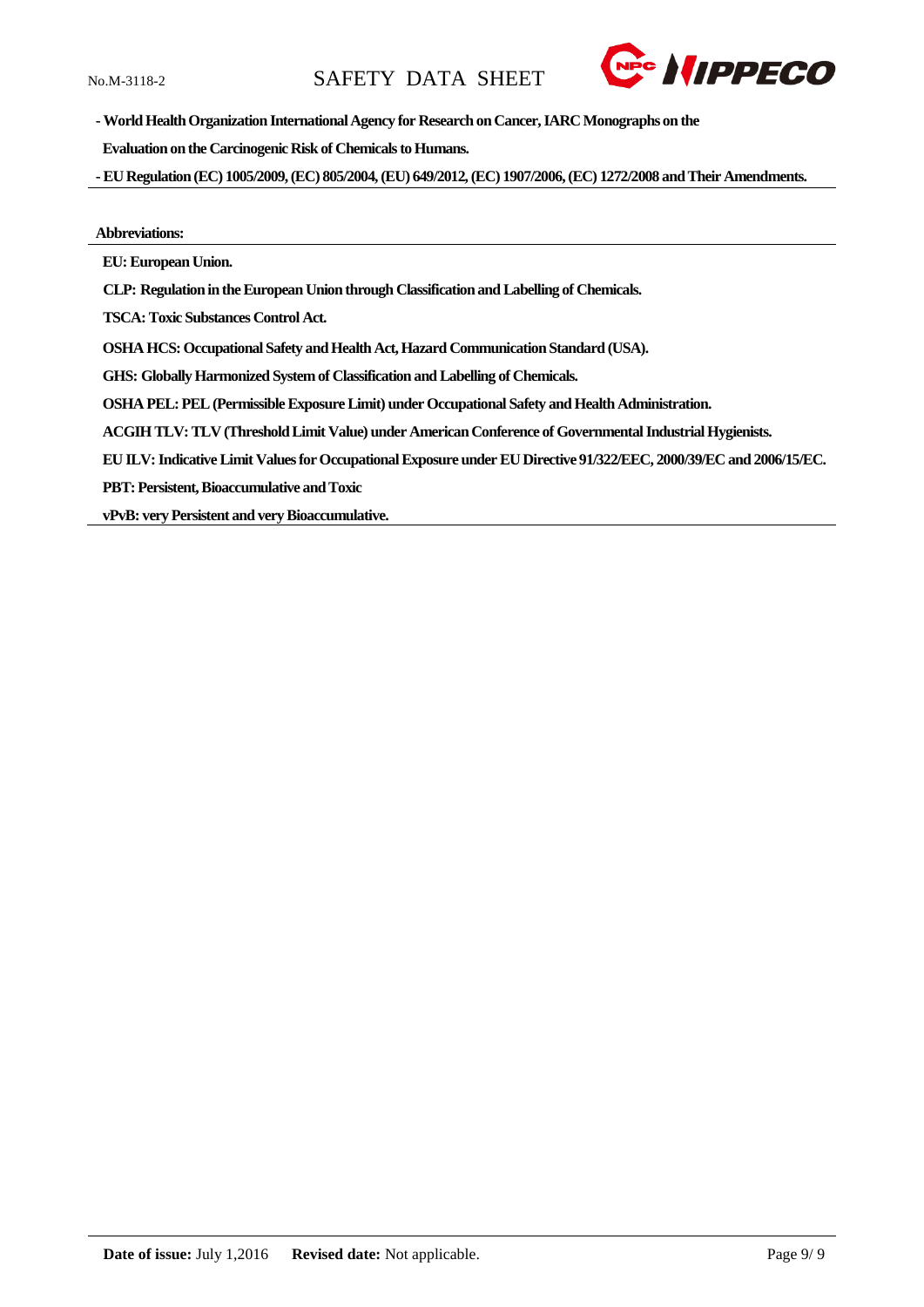**- World Health Organization International Agency for Research on Cancer, IARC Monographs on the Evaluation on the Carcinogenic Risk of Chemicals to Humans.**

**- EU Regulation (EC) 1005/2009, (EC) 805/2004, (EU) 649/2012, (EC) 1907/2006, (EC) 1272/2008 and Their Amendments.**

**Abbreviations:**

**EU: European Union.**

**CLP: Regulation in the European Union through Classification and Labelling of Chemicals.**

**TSCA: Toxic Substances Control Act.**

**OSHA HCS: Occupational Safety and Health Act, Hazard Communication Standard (USA).**

**GHS: Globally Harmonized System of Classification and Labelling of Chemicals.**

**OSHA PEL: PEL (Permissible Exposure Limit) under Occupational Safety and Health Administration.**

**ACGIH TLV: TLV (Threshold Limit Value) under American Conference of Governmental Industrial Hygienists.**

**EU ILV: Indicative Limit Values for Occupational Exposure under EU Directive 91/322/EEC, 2000/39/EC and 2006/15/EC.**

**PBT: Persistent, Bioaccumulative and Toxic**

**vPvB: very Persistent and very Bioaccumulative.**

**Date of issue:** July 1,2016 **Revised date:** Not applicable.